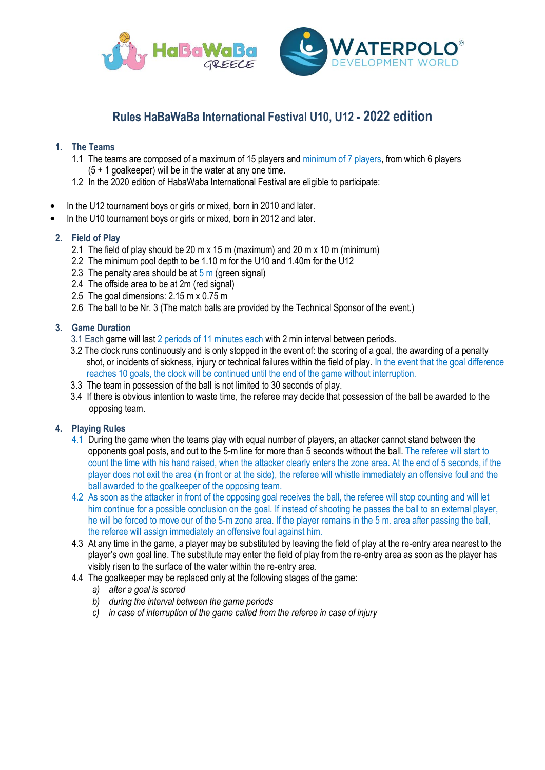# Rules HaBaWaBa International Festival U10, U12 - 2022 edition

## 1. The Teams

1.1 The teams are composed of a maximum of 15 players and minimum of 7 players, from which 6 players (5 + 1 goalkeeper) will be in the water at any one time.

1.2 In the 2020 edition of HabaWaba International Festival are eligible to participate:

- In the U12 tournament boys or girls or mixed, born in 2010 and later.
- In the U10 tournament boys or girls or mixed, born in 2012 and later.

## 2. Field of Play

2.1 The field of play should be 20 m x 15 m (maximum) and 20 m x 10 m (minimum)

2.2 The minimum pool depth to be 1.10 m for the U10 and 1.40m for the U12

2.3 The penalty area should be at 5 m (green signal)

2.4 The offside area to be at 2m (red signal)

2.5 The goal dimensions: 2.15 m x 0.75 m

2.6 The ball to be Nr. 3 (The match balls are provided by the Technical Sponsor of the event.)

## 3. Game Duration

3.1 Each game will last 2 periods of 11 minutes each with 2 min interval between periods.

3.2 The clock runs continuously and is only stopped in the event of: the scoring of a goal, the awarding of a penalty shot, or incidents of sickness, injury or technical failures within the field of play. In the event that the goal difference reaches 10 goals, the clock will be continued until the end of the game without interruption.

3.3 The team in possession of the ball is not limited to 30 seconds of play.

3.4 If there is obvious intention to waste time, the referee may decide that possession of the ball be awarded to the opposing team.

## 4. Playing Rules

4.1 During the game when the teams play with equal number of players, an attacker cannot stand between the opponents goal posts, and out to the 5-m line for more than 5 seconds without the ball. The referee will start to count the time with his hand raised, when the attacker clearly enters the zone area. At the end of 5 seconds, if the player does not exit the area (in front or at the side), the referee will whistle immediately an offensive foul and the ball awarded to the goalkeeper of the opposing team.

4.2 As soon as the attacker in front of the opposing goal receives the ball, the referee will stop counting and will let him continue for a possible conclusion on the goal. If instead of shooting he passes the ball to an external player, he will be forced to move our of the 5-m zone area. If the player remains in the 5 m. area after passing the ball, the referee will assign immediately an offensive foul against him.

4.3 At any time in the game, a player may be substituted by leaving the field of play at the re-entry area nearest to the player's own goal line. The substitute may enter the field of play from the re-entry area as soon as the player has visibly risen to the surface of the water within the re-entry area.

4.4 The goalkeeper may be replaced only at the following stages of the game:

a) *after a goal is scored*

b) *during the interval between the game periods*

c) *in case of interruption of the game called from the referee in case of injury*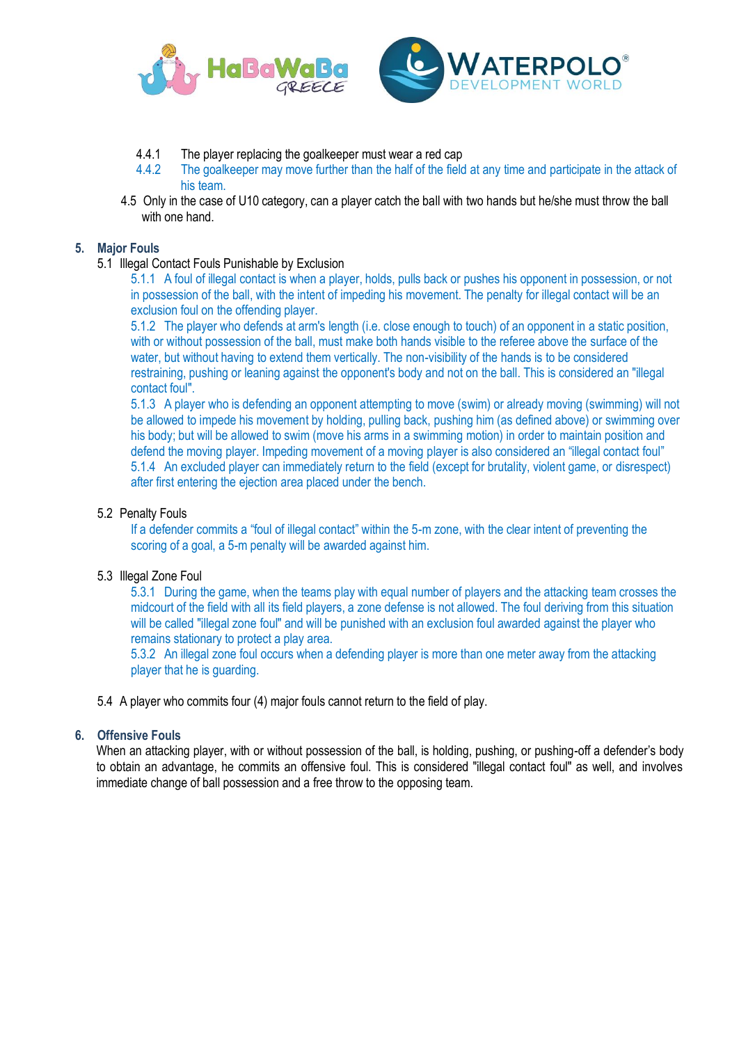4.4.1 The player replacing the goalkeeper must wear a red cap

4.4.2 The goalkeeper may move further than the half of the field at any time and participate in the attack of his team.

4.5 Only in the case of U10 category, can a player catch the ball with two hands but he/she must throw the ball with one hand.

## 5. Major Fouls

5.1 Illegal Contact Fouls Punishable by Exclusion

5.1.1 A foul of illegal contact is when a player, holds, pulls back or pushes his opponent in possession, or not in possession of the ball, with the intent of impeding his movement. The penalty for illegal contact will be an exclusion foul on the offending player.

5.1.2 The player who defends at arm's length (i.e. close enough to touch) of an opponent in a static position, with or without possession of the ball, must make both hands visible to the referee above the surface of the water, but without having to extend them vertically. The non-visibility of the hands is to be considered restraining, pushing or leaning against the opponent's body and not on the ball. This is considered an "illegal contact foul".

5.1.3 A player who is defending an opponent attempting to move (swim) or already moving (swimming) will not be allowed to impede his movement by holding, pulling back, pushing him (as defined above) or swimming over his body; but will be allowed to swim (move his arms in a swimming motion) in order to maintain position and defend the moving player. Impeding movement of a moving player is also considered an "illegal contact foul"

5.1.4 An excluded player can immediately return to the field (except for brutality, violent game, or disrespect) after first entering the ejection area placed under the bench.

5.2 Penalty Fouls

If a defender commits a "foul of illegal contact" within the 5-m zone, with the clear intent of preventing the scoring of a goal, a 5-m penalty will be awarded against him.

5.3 Illegal Zone Foul

5.3.1 During the game, when the teams play with equal number of players and the attacking team crosses the midcourt of the field with all its field players, a zone defense is not allowed. The foul deriving from this situation will be called "illegal zone foul" and will be punished with an exclusion foul awarded against the player who remains stationary to protect a play area.

5.3.2 An illegal zone foul occurs when a defending player is more than one meter away from the attacking player that he is guarding.

5.4 A player who commits four (4) major fouls cannot return to the field of play.

## 6. Offensive Fouls

When an attacking player, with or without possession of the ball, is holding, pushing, or pushing-off a defender's body to obtain an advantage, he commits an offensive foul. This is considered "illegal contact foul" as well, and involves immediate change of ball possession and a free throw to the opposing team.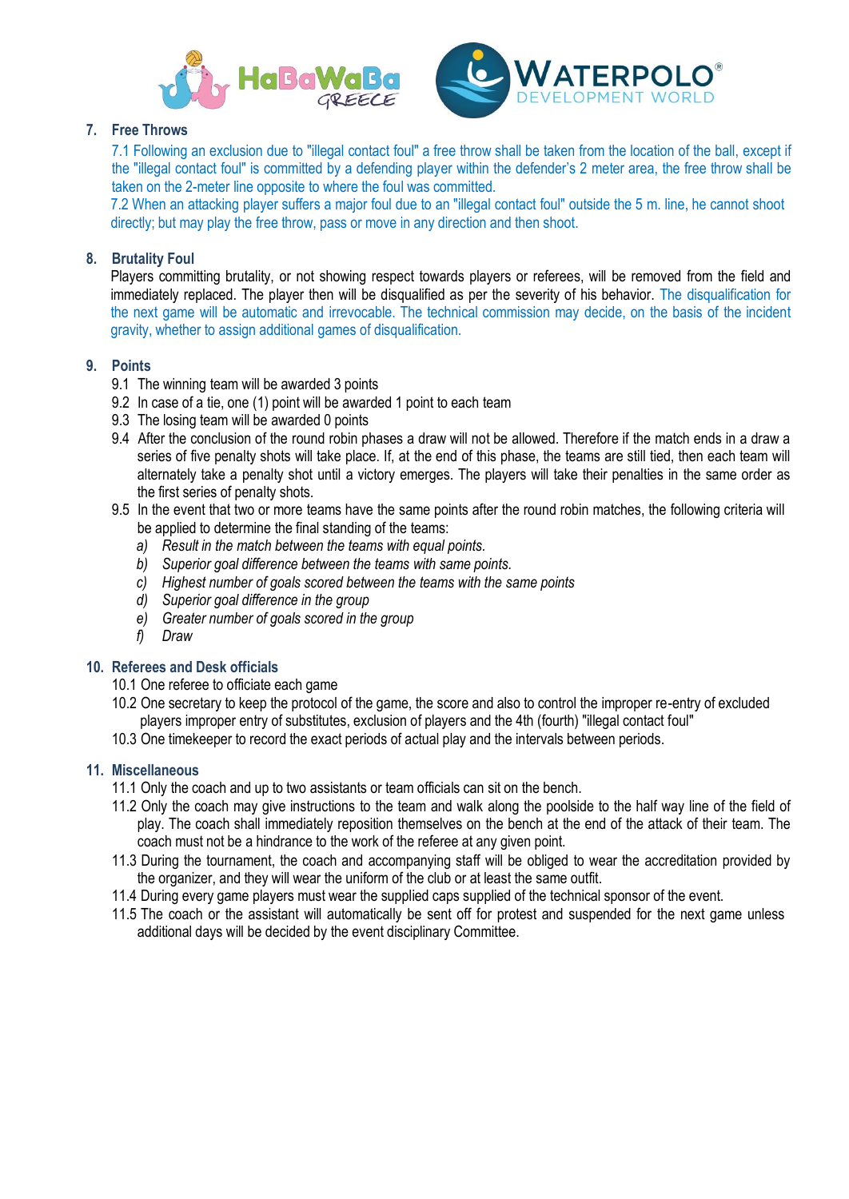## 7. Free Throws

7.1 Following an exclusion due to "illegal contact foul" a free throw shall be taken from the location of the ball, except if the "illegal contact foul" is committed by a defending player within the defender's 2 meter area, the free throw shall be taken on the 2-meter line opposite to where the foul was committed.

7.2 When an attacking player suffers a major foul due to an "illegal contact foul" outside the 5 m. line, he cannot shoot directly; but may play the free throw, pass or move in any direction and then shoot.

## 8. Brutality Foul

Players committing brutality, or not showing respect towards players or referees, will be removed from the field and immediately replaced. The player then will be disqualified as per the severity of his behavior. The disqualification for the next game will be automatic and irrevocable. The technical commission may decide, on the basis of the incident gravity, whether to assign additional games of disqualification.

## 9. Points

9.1 The winning team will be awarded 3 points

9.2 In case of a tie, one (1) point will be awarded 1 point to each team

9.3 The losing team will be awarded 0 points

9.4 After the conclusion of the round robin phases a draw will not be allowed. Therefore if the match ends in a draw a series of five penalty shots will take place. If, at the end of this phase, the teams are still tied, then each team will alternately take a penalty shot until a victory emerges. The players will take their penalties in the same order as the first series of penalty shots.

9.5 In the event that two or more teams have the same points after the round robin matches, the following criteria will be applied to determine the final standing of the teams:

*a) Result in the match between the teams with equal points.*
*b) Superior goal difference between the teams with same points.*
*c) Highest number of goals scored between the teams with the same points*
*d) Superior goal difference in the group*
*e) Greater number of goals scored in the group*
*f) Draw*

## 10. Referees and Desk officials

10.1 One referee to officiate each game

10.2 One secretary to keep the protocol of the game, the score and also to control the improper re-entry of excluded players improper entry of substitutes, exclusion of players and the 4th (fourth) "illegal contact foul"

10.3 One timekeeper to record the exact periods of actual play and the intervals between periods.

## 11. Miscellaneous

11.1 Only the coach and up to two assistants or team officials can sit on the bench.

11.2 Only the coach may give instructions to the team and walk along the poolside to the half way line of the field of play. The coach shall immediately reposition themselves on the bench at the end of the attack of their team. The coach must not be a hindrance to the work of the referee at any given point.

11.3 During the tournament, the coach and accompanying staff will be obliged to wear the accreditation provided by the organizer, and they will wear the uniform of the club or at least the same outfit.

11.4 During every game players must wear the supplied caps supplied of the technical sponsor of the event.

11.5 The coach or the assistant will automatically be sent off for protest and suspended for the next game unless additional days will be decided by the event disciplinary Committee.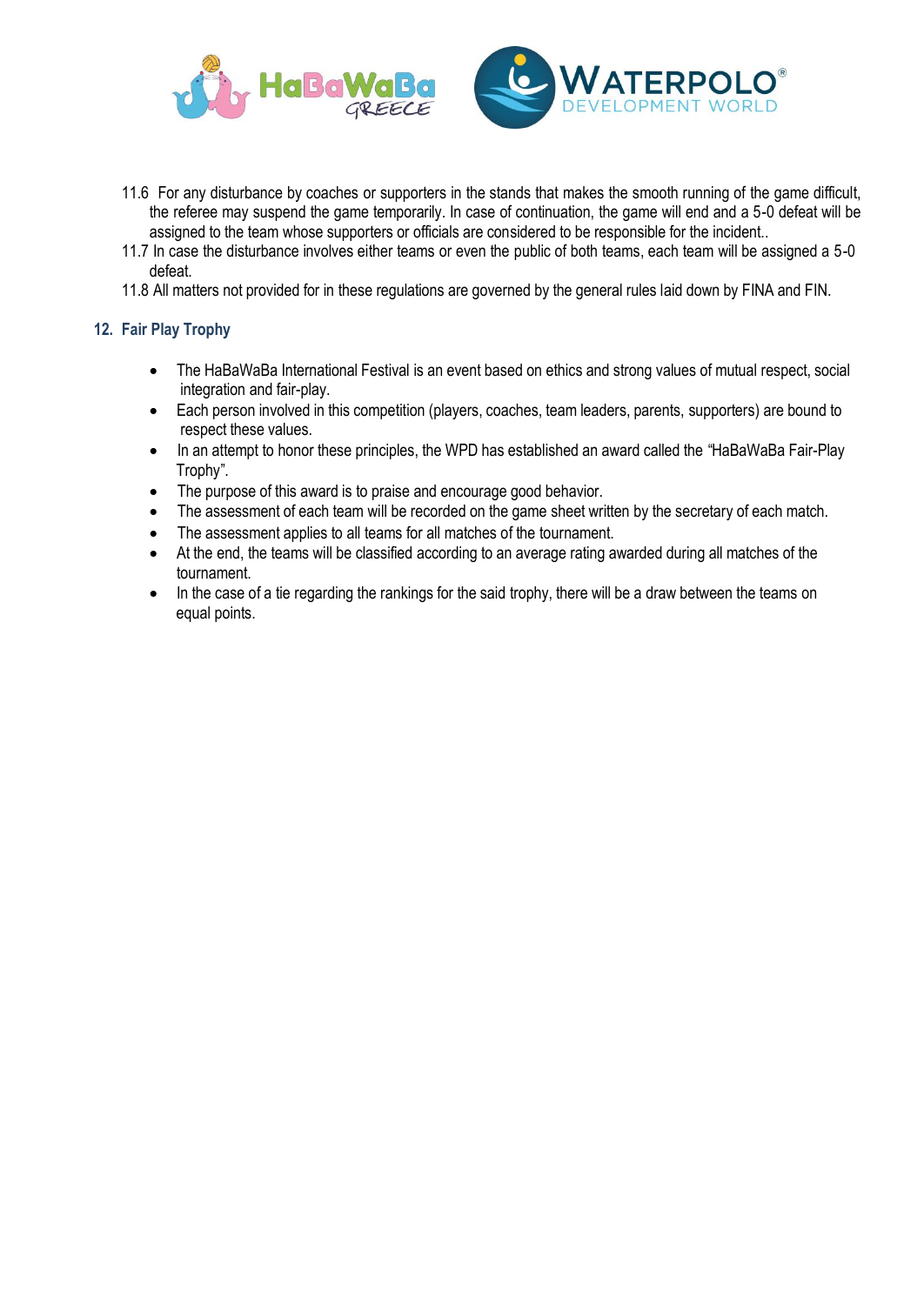11.6 For any disturbance by coaches or supporters in the stands that makes the smooth running of the game difficult, the referee may suspend the game temporarily. In case of continuation, the game will end and a 5-0 defeat will be assigned to the team whose supporters or officials are considered to be responsible for the incident..

11.7 In case the disturbance involves either teams or even the public of both teams, each team will be assigned a 5-0 defeat.

11.8 All matters not provided for in these regulations are governed by the general rules laid down by FINA and FIN.

## 12. Fair Play Trophy

- The HaBaWaBa International Festival is an event based on ethics and strong values of mutual respect, social integration and fair-play.
- Each person involved in this competition (players, coaches, team leaders, parents, supporters) are bound to respect these values.
- In an attempt to honor these principles, the WPD has established an award called the "HaBaWaBa Fair-Play Trophy".
- The purpose of this award is to praise and encourage good behavior.
- The assessment of each team will be recorded on the game sheet written by the secretary of each match.
- The assessment applies to all teams for all matches of the tournament.
- At the end, the teams will be classified according to an average rating awarded during all matches of the tournament.
- In the case of a tie regarding the rankings for the said trophy, there will be a draw between the teams on equal points.